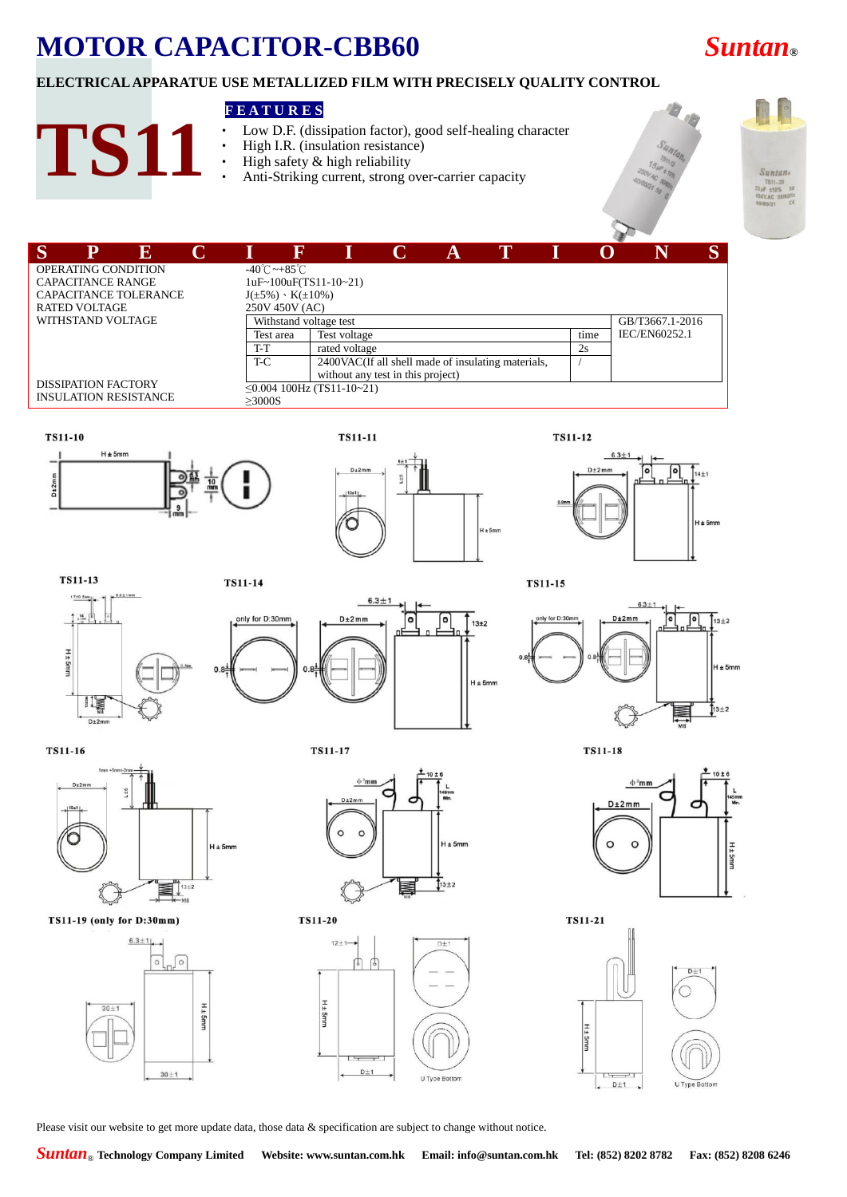# MOTOR CAPACITOR-CBB60

*Suntan®*

**ELECTRICAL APPARATUE USE METALLIZED FILM WITH PRECISELY QUALITY CONTROL**

# TS11

**FEATURES**

- Low D.F. (dissipation factor), good self-healing character
- High I.R. (insulation resistance)
- High safety & high reliability
- Anti-Striking current, strong over-carrier capacity

## SPECIFICATIONS

| | |
|---|---|
| OPERATING CONDITION | -40℃~+85℃ |
| CAPACITANCE RANGE | 1uF~100uF(TS11-10~21) |
| CAPACITANCE TOLERANCE | J(±5%)、K(±10%) |
| RATED VOLTAGE | 250V 450V (AC) |
| WITHSTAND VOLTAGE | see table below |
| DISSIPATION FACTORY | ≤0.004 100Hz (TS11-10~21) |
| INSULATION RESISTANCE | ≥3000S |

| Withstand voltage test | | | GB/T3667.1-2016 IEC/EN60252.1 |
|---|---|---|---|
| Test area | Test voltage | time | |
| T-T | rated voltage | 2s | |
| T-C | 2400VAC(If all shell made of insulating materials, without any test in this project) | / | |

TS11-10

TS11-11

TS11-12

TS11-13

TS11-14

TS11-15

TS11-16

TS11-17

TS11-18

TS11-19 (only for D:30mm)

TS11-20

TS11-21

Please visit our website to get more update data, those data & specification are subject to change without notice.

*Suntan®* Technology Company Limited Website: www.suntan.com.hk Email: info@suntan.com.hk Tel: (852) 8202 8782 Fax: (852) 8208 6246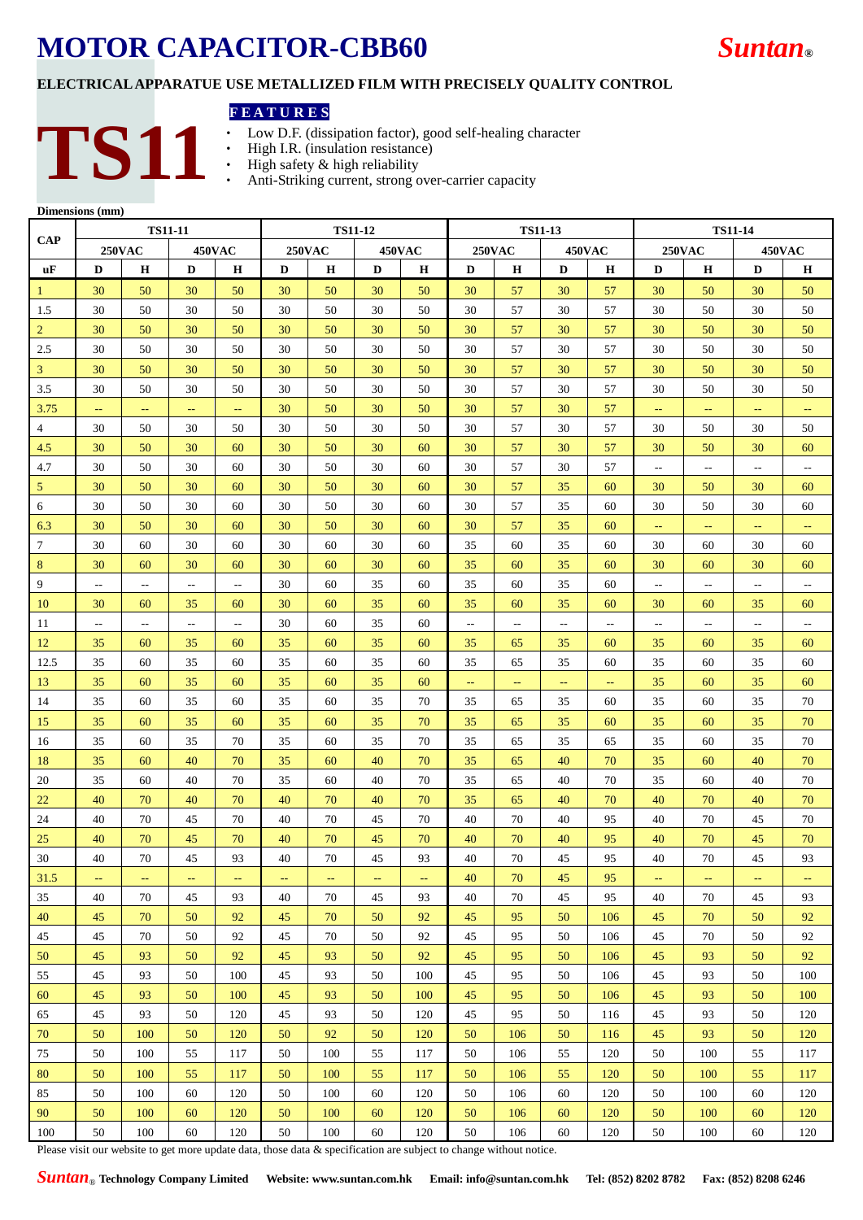# MOTOR CAPACITOR-CBB60

*Suntan*®

**ELECTRICAL APPARATUE USE METALLIZED FILM WITH PRECISELY QUALITY CONTROL**

# TS11

**FEATURES**

- Low D.F. (dissipation factor), good self-healing character
- High I.R. (insulation resistance)
- High safety & high reliability
- Anti-Striking current, strong over-carrier capacity

**Dimensions (mm)**

| CAP | TS11-11 | | | | TS11-12 | | | | TS11-13 | | | | TS11-14 | | | |
|---|---|---|---|---|---|---|---|---|---|---|---|---|---|---|---|---|
| | 250VAC | | 450VAC | | 250VAC | | 450VAC | | 250VAC | | 450VAC | | 250VAC | | 450VAC | |
| uF | D | H | D | H | D | H | D | H | D | H | D | H | D | H | D | H |
| 1 | 30 | 50 | 30 | 50 | 30 | 50 | 30 | 50 | 30 | 57 | 30 | 57 | 30 | 50 | 30 | 50 |
| 1.5 | 30 | 50 | 30 | 50 | 30 | 50 | 30 | 50 | 30 | 57 | 30 | 57 | 30 | 50 | 30 | 50 |
| 2 | 30 | 50 | 30 | 50 | 30 | 50 | 30 | 50 | 30 | 57 | 30 | 57 | 30 | 50 | 30 | 50 |
| 2.5 | 30 | 50 | 30 | 50 | 30 | 50 | 30 | 50 | 30 | 57 | 30 | 57 | 30 | 50 | 30 | 50 |
| 3 | 30 | 50 | 30 | 50 | 30 | 50 | 30 | 50 | 30 | 57 | 30 | 57 | 30 | 50 | 30 | 50 |
| 3.5 | 30 | 50 | 30 | 50 | 30 | 50 | 30 | 50 | 30 | 57 | 30 | 57 | 30 | 50 | 30 | 50 |
| 3.75 | -- | -- | -- | -- | 30 | 50 | 30 | 50 | 30 | 57 | 30 | 57 | -- | -- | -- | -- |
| 4 | 30 | 50 | 30 | 50 | 30 | 50 | 30 | 50 | 30 | 57 | 30 | 57 | 30 | 50 | 30 | 50 |
| 4.5 | 30 | 50 | 30 | 60 | 30 | 50 | 30 | 60 | 30 | 57 | 30 | 57 | 30 | 50 | 30 | 60 |
| 4.7 | 30 | 50 | 30 | 60 | 30 | 50 | 30 | 60 | 30 | 57 | 30 | 57 | -- | -- | -- | -- |
| 5 | 30 | 50 | 30 | 60 | 30 | 50 | 30 | 60 | 30 | 57 | 35 | 60 | 30 | 50 | 30 | 60 |
| 6 | 30 | 50 | 30 | 60 | 30 | 50 | 30 | 60 | 30 | 57 | 35 | 60 | 30 | 50 | 30 | 60 |
| 6.3 | 30 | 50 | 30 | 60 | 30 | 50 | 30 | 60 | 30 | 57 | 35 | 60 | -- | -- | -- | -- |
| 7 | 30 | 60 | 30 | 60 | 30 | 60 | 30 | 60 | 35 | 60 | 35 | 60 | 30 | 60 | 30 | 60 |
| 8 | 30 | 60 | 30 | 60 | 30 | 60 | 30 | 60 | 35 | 60 | 35 | 60 | 30 | 60 | 30 | 60 |
| 9 | -- | -- | -- | -- | 30 | 60 | 35 | 60 | 35 | 60 | 35 | 60 | -- | -- | -- | -- |
| 10 | 30 | 60 | 35 | 60 | 30 | 60 | 35 | 60 | 35 | 60 | 35 | 60 | 30 | 60 | 35 | 60 |
| 11 | -- | -- | -- | -- | 30 | 60 | 35 | 60 | -- | -- | -- | -- | -- | -- | -- | -- |
| 12 | 35 | 60 | 35 | 60 | 35 | 60 | 35 | 60 | 35 | 65 | 35 | 60 | 35 | 60 | 35 | 60 |
| 12.5 | 35 | 60 | 35 | 60 | 35 | 60 | 35 | 60 | 35 | 65 | 35 | 60 | 35 | 60 | 35 | 60 |
| 13 | 35 | 60 | 35 | 60 | 35 | 60 | 35 | 60 | -- | -- | -- | -- | 35 | 60 | 35 | 60 |
| 14 | 35 | 60 | 35 | 60 | 35 | 60 | 35 | 70 | 35 | 65 | 35 | 60 | 35 | 60 | 35 | 70 |
| 15 | 35 | 60 | 35 | 60 | 35 | 60 | 35 | 70 | 35 | 65 | 35 | 60 | 35 | 60 | 35 | 70 |
| 16 | 35 | 60 | 35 | 70 | 35 | 60 | 35 | 70 | 35 | 65 | 35 | 65 | 35 | 60 | 35 | 70 |
| 18 | 35 | 60 | 40 | 70 | 35 | 60 | 40 | 70 | 35 | 65 | 40 | 70 | 35 | 60 | 40 | 70 |
| 20 | 35 | 60 | 40 | 70 | 35 | 60 | 40 | 70 | 35 | 65 | 40 | 70 | 35 | 60 | 40 | 70 |
| 22 | 40 | 70 | 40 | 70 | 40 | 70 | 40 | 70 | 35 | 65 | 40 | 70 | 40 | 70 | 40 | 70 |
| 24 | 40 | 70 | 45 | 70 | 40 | 70 | 45 | 70 | 40 | 70 | 40 | 95 | 40 | 70 | 45 | 70 |
| 25 | 40 | 70 | 45 | 70 | 40 | 70 | 45 | 70 | 40 | 70 | 40 | 95 | 40 | 70 | 45 | 70 |
| 30 | 40 | 70 | 45 | 93 | 40 | 70 | 45 | 93 | 40 | 70 | 45 | 95 | 40 | 70 | 45 | 93 |
| 31.5 | -- | -- | -- | -- | -- | -- | -- | -- | 40 | 70 | 45 | 95 | -- | -- | -- | -- |
| 35 | 40 | 70 | 45 | 93 | 40 | 70 | 45 | 93 | 40 | 70 | 45 | 95 | 40 | 70 | 45 | 93 |
| 40 | 45 | 70 | 50 | 92 | 45 | 70 | 50 | 92 | 45 | 95 | 50 | 106 | 45 | 70 | 50 | 92 |
| 45 | 45 | 70 | 50 | 92 | 45 | 70 | 50 | 92 | 45 | 95 | 50 | 106 | 45 | 70 | 50 | 92 |
| 50 | 45 | 93 | 50 | 92 | 45 | 93 | 50 | 92 | 45 | 95 | 50 | 106 | 45 | 93 | 50 | 92 |
| 55 | 45 | 93 | 50 | 100 | 45 | 93 | 50 | 100 | 45 | 95 | 50 | 106 | 45 | 93 | 50 | 100 |
| 60 | 45 | 93 | 50 | 100 | 45 | 93 | 50 | 100 | 45 | 95 | 50 | 106 | 45 | 93 | 50 | 100 |
| 65 | 45 | 93 | 50 | 120 | 45 | 93 | 50 | 120 | 45 | 95 | 50 | 116 | 45 | 93 | 50 | 120 |
| 70 | 50 | 100 | 50 | 120 | 50 | 92 | 50 | 120 | 50 | 106 | 50 | 116 | 45 | 93 | 50 | 120 |
| 75 | 50 | 100 | 55 | 117 | 50 | 100 | 55 | 117 | 50 | 106 | 55 | 120 | 50 | 100 | 55 | 117 |
| 80 | 50 | 100 | 55 | 117 | 50 | 100 | 55 | 117 | 50 | 106 | 55 | 120 | 50 | 100 | 55 | 117 |
| 85 | 50 | 100 | 60 | 120 | 50 | 100 | 60 | 120 | 50 | 106 | 60 | 120 | 50 | 100 | 60 | 120 |
| 90 | 50 | 100 | 60 | 120 | 50 | 100 | 60 | 120 | 50 | 106 | 60 | 120 | 50 | 100 | 60 | 120 |
| 100 | 50 | 100 | 60 | 120 | 50 | 100 | 60 | 120 | 50 | 106 | 60 | 120 | 50 | 100 | 60 | 120 |

Please visit our website to get more update data, those data & specification are subject to change without notice.

*Suntan*® **Technology Company Limited** **Website: www.suntan.com.hk** **Email: info@suntan.com.hk** **Tel: (852) 8202 8782** **Fax: (852) 8208 6246**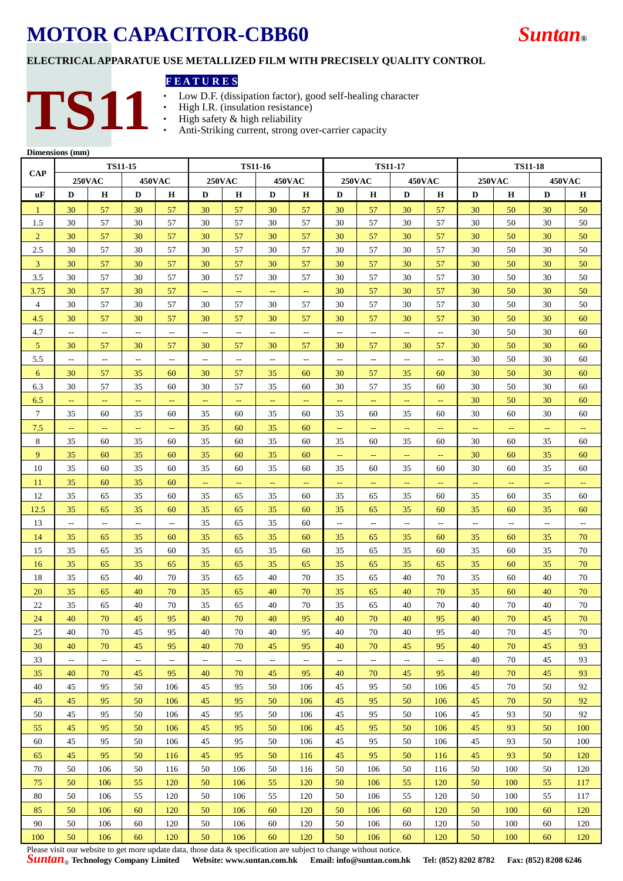# MOTOR CAPACITOR-CBB60

*Suntan*®

**ELECTRICAL APPARATUE USE METALLIZED FILM WITH PRECISELY QUALITY CONTROL**

# TS11

**FEATURES**

- Low D.F. (dissipation factor), good self-healing character
- High I.R. (insulation resistance)
- High safety & high reliability
- Anti-Striking current, strong over-carrier capacity

**Dimensions (mm)**

| CAP | TS11-15 | | | | TS11-16 | | | | TS11-17 | | | | TS11-18 | | | |
|---|---|---|---|---|---|---|---|---|---|---|---|---|---|---|---|---|
| | 250VAC | | 450VAC | | 250VAC | | 450VAC | | 250VAC | | 450VAC | | 250VAC | | 450VAC | |
| uF | D | H | D | H | D | H | D | H | D | H | D | H | D | H | D | H |
| 1 | 30 | 57 | 30 | 57 | 30 | 57 | 30 | 57 | 30 | 57 | 30 | 57 | 30 | 50 | 30 | 50 |
| 1.5 | 30 | 57 | 30 | 57 | 30 | 57 | 30 | 57 | 30 | 57 | 30 | 57 | 30 | 50 | 30 | 50 |
| 2 | 30 | 57 | 30 | 57 | 30 | 57 | 30 | 57 | 30 | 57 | 30 | 57 | 30 | 50 | 30 | 50 |
| 2.5 | 30 | 57 | 30 | 57 | 30 | 57 | 30 | 57 | 30 | 57 | 30 | 57 | 30 | 50 | 30 | 50 |
| 3 | 30 | 57 | 30 | 57 | 30 | 57 | 30 | 57 | 30 | 57 | 30 | 57 | 30 | 50 | 30 | 50 |
| 3.5 | 30 | 57 | 30 | 57 | 30 | 57 | 30 | 57 | 30 | 57 | 30 | 57 | 30 | 50 | 30 | 50 |
| 3.75 | 30 | 57 | 30 | 57 | -- | -- | -- | -- | 30 | 57 | 30 | 57 | 30 | 50 | 30 | 50 |
| 4 | 30 | 57 | 30 | 57 | 30 | 57 | 30 | 57 | 30 | 57 | 30 | 57 | 30 | 50 | 30 | 50 |
| 4.5 | 30 | 57 | 30 | 57 | 30 | 57 | 30 | 57 | 30 | 57 | 30 | 57 | 30 | 50 | 30 | 60 |
| 4.7 | -- | -- | -- | -- | -- | -- | -- | -- | -- | -- | -- | -- | 30 | 50 | 30 | 60 |
| 5 | 30 | 57 | 30 | 57 | 30 | 57 | 30 | 57 | 30 | 57 | 30 | 57 | 30 | 50 | 30 | 60 |
| 5.5 | -- | -- | -- | -- | -- | -- | -- | -- | -- | -- | -- | -- | 30 | 50 | 30 | 60 |
| 6 | 30 | 57 | 35 | 60 | 30 | 57 | 35 | 60 | 30 | 57 | 35 | 60 | 30 | 50 | 30 | 60 |
| 6.3 | 30 | 57 | 35 | 60 | 30 | 57 | 35 | 60 | 30 | 57 | 35 | 60 | 30 | 50 | 30 | 60 |
| 6.5 | -- | -- | -- | -- | -- | -- | -- | -- | -- | -- | -- | -- | 30 | 50 | 30 | 60 |
| 7 | 35 | 60 | 35 | 60 | 35 | 60 | 35 | 60 | 35 | 60 | 35 | 60 | 30 | 60 | 30 | 60 |
| 7.5 | -- | -- | -- | -- | 35 | 60 | 35 | 60 | -- | -- | -- | -- | -- | -- | -- | -- |
| 8 | 35 | 60 | 35 | 60 | 35 | 60 | 35 | 60 | 35 | 60 | 35 | 60 | 30 | 60 | 35 | 60 |
| 9 | 35 | 60 | 35 | 60 | 35 | 60 | 35 | 60 | -- | -- | -- | -- | 30 | 60 | 35 | 60 |
| 10 | 35 | 60 | 35 | 60 | 35 | 60 | 35 | 60 | 35 | 60 | 35 | 60 | 30 | 60 | 35 | 60 |
| 11 | 35 | 60 | 35 | 60 | -- | -- | -- | -- | -- | -- | -- | -- | -- | -- | -- | -- |
| 12 | 35 | 65 | 35 | 60 | 35 | 65 | 35 | 60 | 35 | 65 | 35 | 60 | 35 | 60 | 35 | 60 |
| 12.5 | 35 | 65 | 35 | 60 | 35 | 65 | 35 | 60 | 35 | 65 | 35 | 60 | 35 | 60 | 35 | 60 |
| 13 | -- | -- | -- | -- | 35 | 65 | 35 | 60 | -- | -- | -- | -- | -- | -- | -- | -- |
| 14 | 35 | 65 | 35 | 60 | 35 | 65 | 35 | 60 | 35 | 65 | 35 | 60 | 35 | 60 | 35 | 70 |
| 15 | 35 | 65 | 35 | 60 | 35 | 65 | 35 | 60 | 35 | 65 | 35 | 60 | 35 | 60 | 35 | 70 |
| 16 | 35 | 65 | 35 | 65 | 35 | 65 | 35 | 65 | 35 | 65 | 35 | 65 | 35 | 60 | 35 | 70 |
| 18 | 35 | 65 | 40 | 70 | 35 | 65 | 40 | 70 | 35 | 65 | 40 | 70 | 35 | 60 | 40 | 70 |
| 20 | 35 | 65 | 40 | 70 | 35 | 65 | 40 | 70 | 35 | 65 | 40 | 70 | 35 | 60 | 40 | 70 |
| 22 | 35 | 65 | 40 | 70 | 35 | 65 | 40 | 70 | 35 | 65 | 40 | 70 | 40 | 70 | 40 | 70 |
| 24 | 40 | 70 | 45 | 95 | 40 | 70 | 40 | 95 | 40 | 70 | 40 | 95 | 40 | 70 | 45 | 70 |
| 25 | 40 | 70 | 45 | 95 | 40 | 70 | 40 | 95 | 40 | 70 | 40 | 95 | 40 | 70 | 45 | 70 |
| 30 | 40 | 70 | 45 | 95 | 40 | 70 | 45 | 95 | 40 | 70 | 45 | 95 | 40 | 70 | 45 | 93 |
| 33 | -- | -- | -- | -- | -- | -- | -- | -- | -- | -- | -- | -- | 40 | 70 | 45 | 93 |
| 35 | 40 | 70 | 45 | 95 | 40 | 70 | 45 | 95 | 40 | 70 | 45 | 95 | 40 | 70 | 45 | 93 |
| 40 | 45 | 95 | 50 | 106 | 45 | 95 | 50 | 106 | 45 | 95 | 50 | 106 | 45 | 70 | 50 | 92 |
| 45 | 45 | 95 | 50 | 106 | 45 | 95 | 50 | 106 | 45 | 95 | 50 | 106 | 45 | 70 | 50 | 92 |
| 50 | 45 | 95 | 50 | 106 | 45 | 95 | 50 | 106 | 45 | 95 | 50 | 106 | 45 | 93 | 50 | 92 |
| 55 | 45 | 95 | 50 | 106 | 45 | 95 | 50 | 106 | 45 | 95 | 50 | 106 | 45 | 93 | 50 | 100 |
| 60 | 45 | 95 | 50 | 106 | 45 | 95 | 50 | 106 | 45 | 95 | 50 | 106 | 45 | 93 | 50 | 100 |
| 65 | 45 | 95 | 50 | 116 | 45 | 95 | 50 | 116 | 45 | 95 | 50 | 116 | 45 | 93 | 50 | 120 |
| 70 | 50 | 106 | 50 | 116 | 50 | 106 | 50 | 116 | 50 | 106 | 50 | 116 | 50 | 100 | 50 | 120 |
| 75 | 50 | 106 | 55 | 120 | 50 | 106 | 55 | 120 | 50 | 106 | 55 | 120 | 50 | 100 | 55 | 117 |
| 80 | 50 | 106 | 55 | 120 | 50 | 106 | 55 | 120 | 50 | 106 | 55 | 120 | 50 | 100 | 55 | 117 |
| 85 | 50 | 106 | 60 | 120 | 50 | 106 | 60 | 120 | 50 | 106 | 60 | 120 | 50 | 100 | 60 | 120 |
| 90 | 50 | 106 | 60 | 120 | 50 | 106 | 60 | 120 | 50 | 106 | 60 | 120 | 50 | 100 | 60 | 120 |
| 100 | 50 | 106 | 60 | 120 | 50 | 106 | 60 | 120 | 50 | 106 | 60 | 120 | 50 | 100 | 60 | 120 |

Please visit our website to get more update data, those data & specification are subject to change without notice.

*Suntan*® **Technology Company Limited** **Website: www.suntan.com.hk** **Email: info@suntan.com.hk** **Tel: (852) 8202 8782** **Fax: (852) 8208 6246**